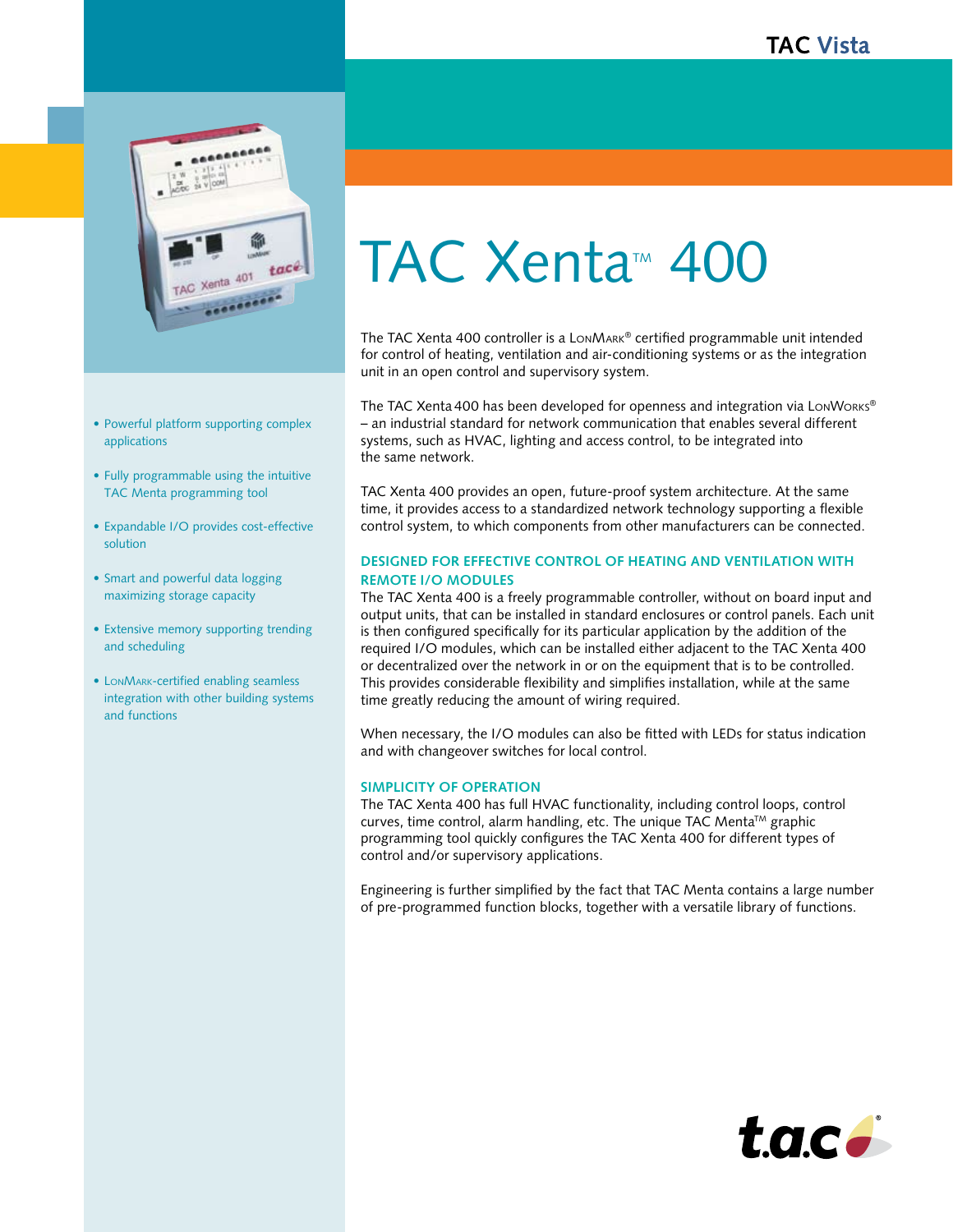TAC Vista

# TAC Xenta™ 400

- Powerful platform supporting complex applications
- Fully programmable using the intuitive TAC Menta programming tool
- Expandable I/O provides cost-effective solution
- Smart and powerful data logging maximizing storage capacity
- Extensive memory supporting trending and scheduling
- LonMark-certified enabling seamless integration with other building systems and functions

The TAC Xenta 400 controller is a LonMark® certified programmable unit intended for control of heating, ventilation and air-conditioning systems or as the integration unit in an open control and supervisory system.

The TAC Xenta 400 has been developed for openness and integration via LonWorks® – an industrial standard for network communication that enables several different systems, such as HVAC, lighting and access control, to be integrated into the same network.

TAC Xenta 400 provides an open, future-proof system architecture. At the same time, it provides access to a standardized network technology supporting a flexible control system, to which components from other manufacturers can be connected.

## DESIGNED FOR EFFECTIVE CONTROL OF HEATING AND VENTILATION WITH REMOTE I/O MODULES

The TAC Xenta 400 is a freely programmable controller, without on board input and output units, that can be installed in standard enclosures or control panels. Each unit is then configured specifically for its particular application by the addition of the required I/O modules, which can be installed either adjacent to the TAC Xenta 400 or decentralized over the network in or on the equipment that is to be controlled. This provides considerable flexibility and simplifies installation, while at the same time greatly reducing the amount of wiring required.

When necessary, the I/O modules can also be fitted with LEDs for status indication and with changeover switches for local control.

## SIMPLICITY OF OPERATION

The TAC Xenta 400 has full HVAC functionality, including control loops, control curves, time control, alarm handling, etc. The unique TAC Menta™ graphic programming tool quickly configures the TAC Xenta 400 for different types of control and/or supervisory applications.

Engineering is further simplified by the fact that TAC Menta contains a large number of pre-programmed function blocks, together with a versatile library of functions.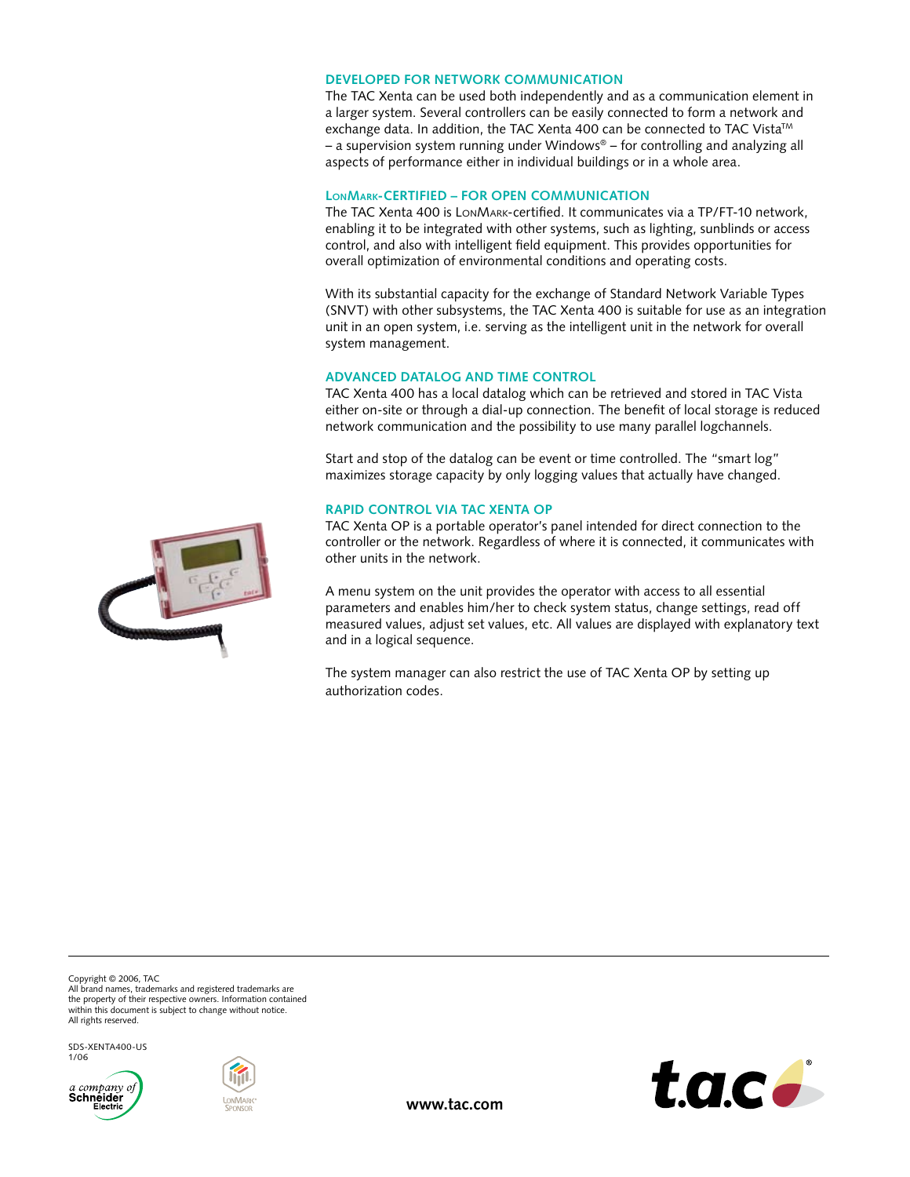## DEVELOPED FOR NETWORK COMMUNICATION

The TAC Xenta can be used both independently and as a communication element in a larger system. Several controllers can be easily connected to form a network and exchange data. In addition, the TAC Xenta 400 can be connected to TAC Vista™ – a supervision system running under Windows® – for controlling and analyzing all aspects of performance either in individual buildings or in a whole area.

## LONMARK-CERTIFIED – FOR OPEN COMMUNICATION

The TAC Xenta 400 is LonMark-certified. It communicates via a TP/FT-10 network, enabling it to be integrated with other systems, such as lighting, sunblinds or access control, and also with intelligent field equipment. This provides opportunities for overall optimization of environmental conditions and operating costs.

With its substantial capacity for the exchange of Standard Network Variable Types (SNVT) with other subsystems, the TAC Xenta 400 is suitable for use as an integration unit in an open system, i.e. serving as the intelligent unit in the network for overall system management.

## ADVANCED DATALOG AND TIME CONTROL

TAC Xenta 400 has a local datalog which can be retrieved and stored in TAC Vista either on-site or through a dial-up connection. The benefit of local storage is reduced network communication and the possibility to use many parallel logchannels.

Start and stop of the datalog can be event or time controlled. The "smart log" maximizes storage capacity by only logging values that actually have changed.

## RAPID CONTROL VIA TAC XENTA OP

TAC Xenta OP is a portable operator's panel intended for direct connection to the controller or the network. Regardless of where it is connected, it communicates with other units in the network.

A menu system on the unit provides the operator with access to all essential parameters and enables him/her to check system status, change settings, read off measured values, adjust set values, etc. All values are displayed with explanatory text and in a logical sequence.

The system manager can also restrict the use of TAC Xenta OP by setting up authorization codes.

---

Copyright © 2006, TAC
All brand names, trademarks and registered trademarks are the property of their respective owners. Information contained within this document is subject to change without notice.
All rights reserved.

SDS-XENTA400-US
1/06

a company of Schneider Electric

LonMark Sponsor

www.tac.com

t.a.c